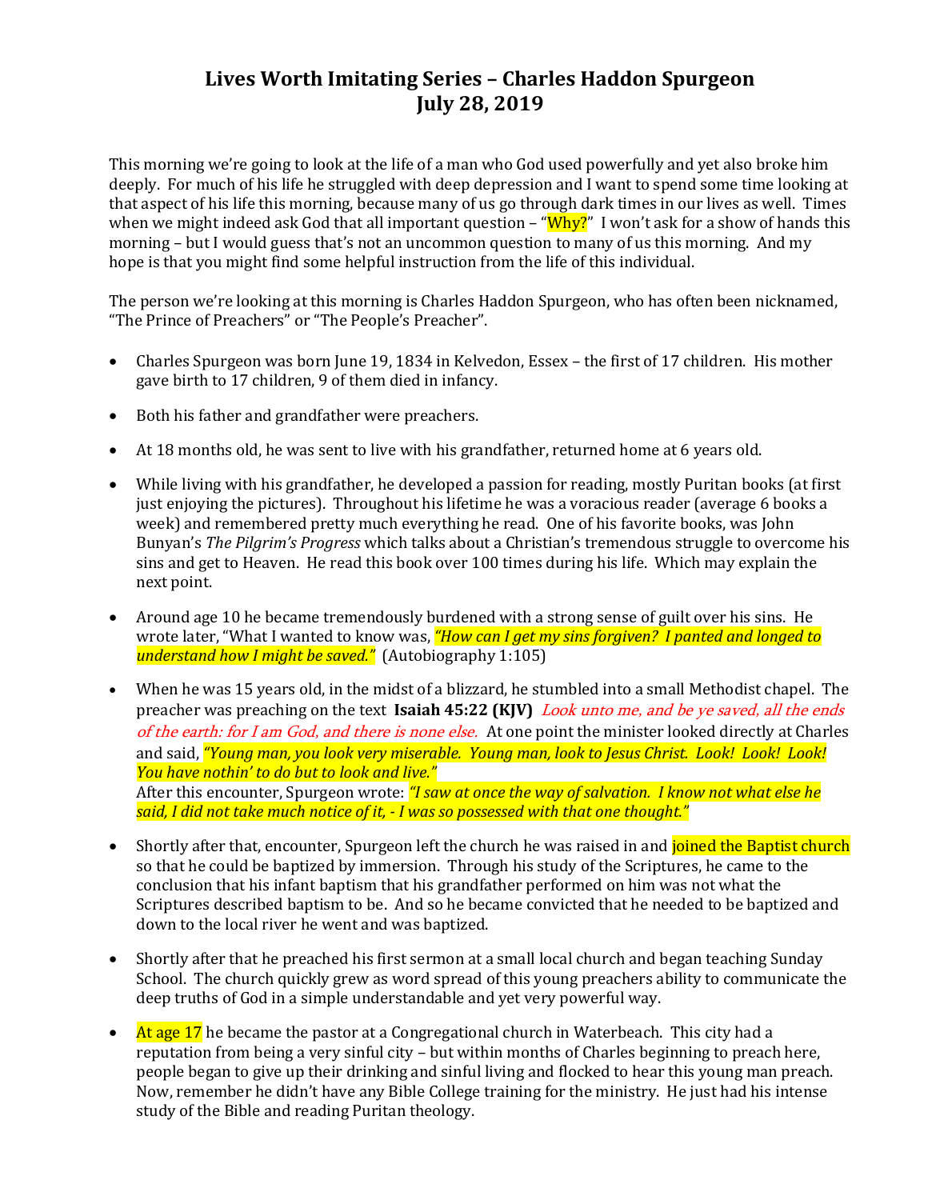# Lives Worth Imitating Series – Charles Haddon Spurgeon
# July 28, 2019

This morning we're going to look at the life of a man who God used powerfully and yet also broke him deeply. For much of his life he struggled with deep depression and I want to spend some time looking at that aspect of his life this morning, because many of us go through dark times in our lives as well. Times when we might indeed ask God that all important question – "Why?" I won't ask for a show of hands this morning – but I would guess that's not an uncommon question to many of us this morning. And my hope is that you might find some helpful instruction from the life of this individual.

The person we're looking at this morning is Charles Haddon Spurgeon, who has often been nicknamed, "The Prince of Preachers" or "The People's Preacher".

- Charles Spurgeon was born June 19, 1834 in Kelvedon, Essex – the first of 17 children. His mother gave birth to 17 children, 9 of them died in infancy.

- Both his father and grandfather were preachers.

- At 18 months old, he was sent to live with his grandfather, returned home at 6 years old.

- While living with his grandfather, he developed a passion for reading, mostly Puritan books (at first just enjoying the pictures). Throughout his lifetime he was a voracious reader (average 6 books a week) and remembered pretty much everything he read. One of his favorite books, was John Bunyan's *The Pilgrim's Progress* which talks about a Christian's tremendous struggle to overcome his sins and get to Heaven. He read this book over 100 times during his life. Which may explain the next point.

- Around age 10 he became tremendously burdened with a strong sense of guilt over his sins. He wrote later, "What I wanted to know was, *"How can I get my sins forgiven? I panted and longed to understand how I might be saved."* (Autobiography 1:105)

- When he was 15 years old, in the midst of a blizzard, he stumbled into a small Methodist chapel. The preacher was preaching on the text **Isaiah 45:22 (KJV)** *Look unto me, and be ye saved, all the ends of the earth: for I am God, and there is none else.* At one point the minister looked directly at Charles and said, *"Young man, you look very miserable. Young man, look to Jesus Christ. Look! Look! Look! You have nothin' to do but to look and live."*
  After this encounter, Spurgeon wrote: *"I saw at once the way of salvation. I know not what else he said, I did not take much notice of it, - I was so possessed with that one thought."*

- Shortly after that, encounter, Spurgeon left the church he was raised in and joined the Baptist church so that he could be baptized by immersion. Through his study of the Scriptures, he came to the conclusion that his infant baptism that his grandfather performed on him was not what the Scriptures described baptism to be. And so he became convicted that he needed to be baptized and down to the local river he went and was baptized.

- Shortly after that he preached his first sermon at a small local church and began teaching Sunday School. The church quickly grew as word spread of this young preachers ability to communicate the deep truths of God in a simple understandable and yet very powerful way.

- At age 17 he became the pastor at a Congregational church in Waterbeach. This city had a reputation from being a very sinful city – but within months of Charles beginning to preach here, people began to give up their drinking and sinful living and flocked to hear this young man preach. Now, remember he didn't have any Bible College training for the ministry. He just had his intense study of the Bible and reading Puritan theology.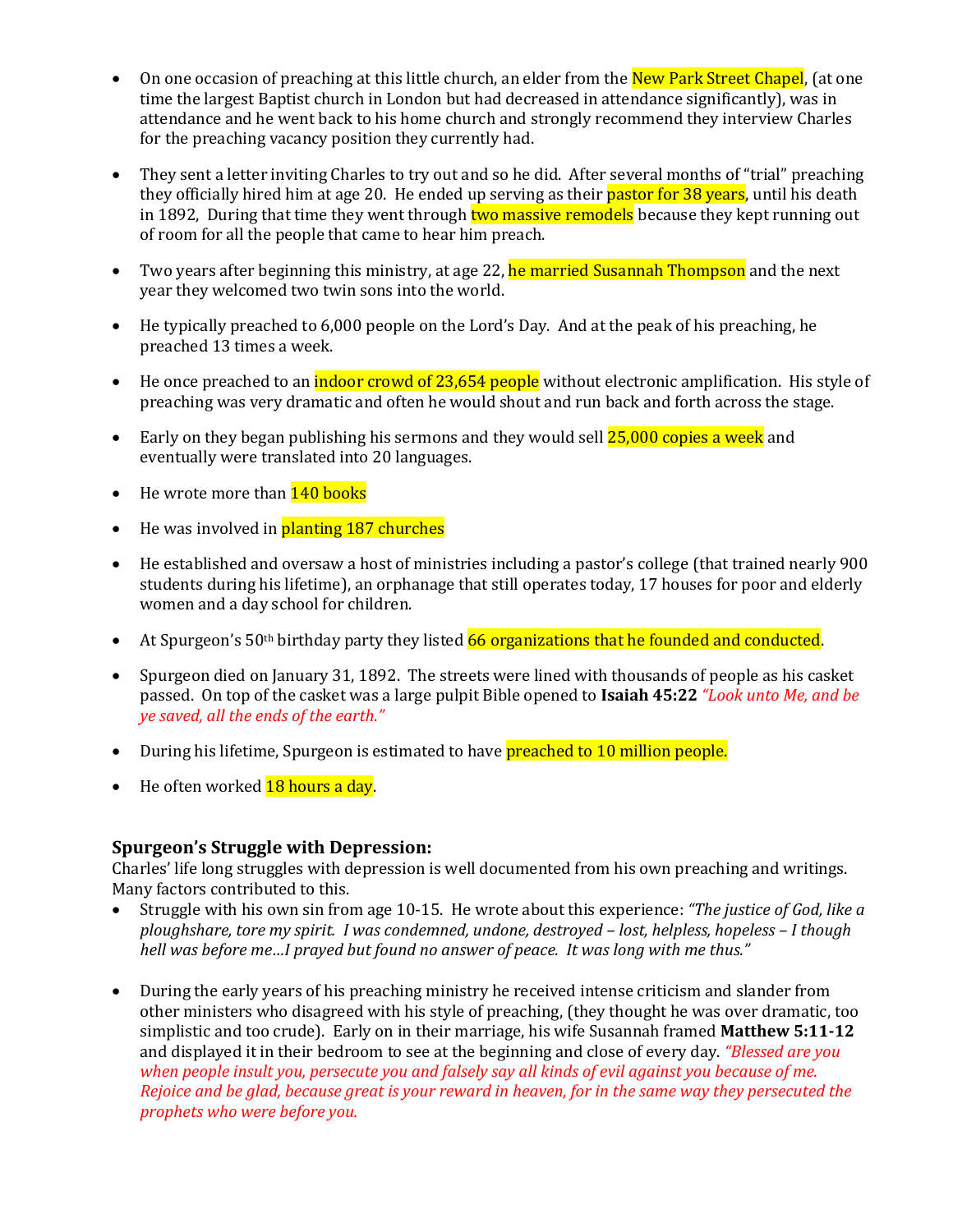- On one occasion of preaching at this little church, an elder from the New Park Street Chapel, (at one time the largest Baptist church in London but had decreased in attendance significantly), was in attendance and he went back to his home church and strongly recommend they interview Charles for the preaching vacancy position they currently had.

- They sent a letter inviting Charles to try out and so he did. After several months of "trial" preaching they officially hired him at age 20. He ended up serving as their pastor for 38 years, until his death in 1892, During that time they went through two massive remodels because they kept running out of room for all the people that came to hear him preach.

- Two years after beginning this ministry, at age 22, he married Susannah Thompson and the next year they welcomed two twin sons into the world.

- He typically preached to 6,000 people on the Lord's Day. And at the peak of his preaching, he preached 13 times a week.

- He once preached to an indoor crowd of 23,654 people without electronic amplification. His style of preaching was very dramatic and often he would shout and run back and forth across the stage.

- Early on they began publishing his sermons and they would sell 25,000 copies a week and eventually were translated into 20 languages.

- He wrote more than 140 books

- He was involved in planting 187 churches

- He established and oversaw a host of ministries including a pastor's college (that trained nearly 900 students during his lifetime), an orphanage that still operates today, 17 houses for poor and elderly women and a day school for children.

- At Spurgeon's 50th birthday party they listed 66 organizations that he founded and conducted.

- Spurgeon died on January 31, 1892. The streets were lined with thousands of people as his casket passed. On top of the casket was a large pulpit Bible opened to **Isaiah 45:22** *"Look unto Me, and be ye saved, all the ends of the earth."*

- During his lifetime, Spurgeon is estimated to have preached to 10 million people.

- He often worked 18 hours a day.

### Spurgeon's Struggle with Depression:

Charles' life long struggles with depression is well documented from his own preaching and writings. Many factors contributed to this.

- Struggle with his own sin from age 10-15. He wrote about this experience: *"The justice of God, like a ploughshare, tore my spirit. I was condemned, undone, destroyed – lost, helpless, hopeless – I though hell was before me…I prayed but found no answer of peace. It was long with me thus."*

- During the early years of his preaching ministry he received intense criticism and slander from other ministers who disagreed with his style of preaching, (they thought he was over dramatic, too simplistic and too crude). Early on in their marriage, his wife Susannah framed **Matthew 5:11-12** and displayed it in their bedroom to see at the beginning and close of every day. *"Blessed are you when people insult you, persecute you and falsely say all kinds of evil against you because of me. Rejoice and be glad, because great is your reward in heaven, for in the same way they persecuted the prophets who were before you.*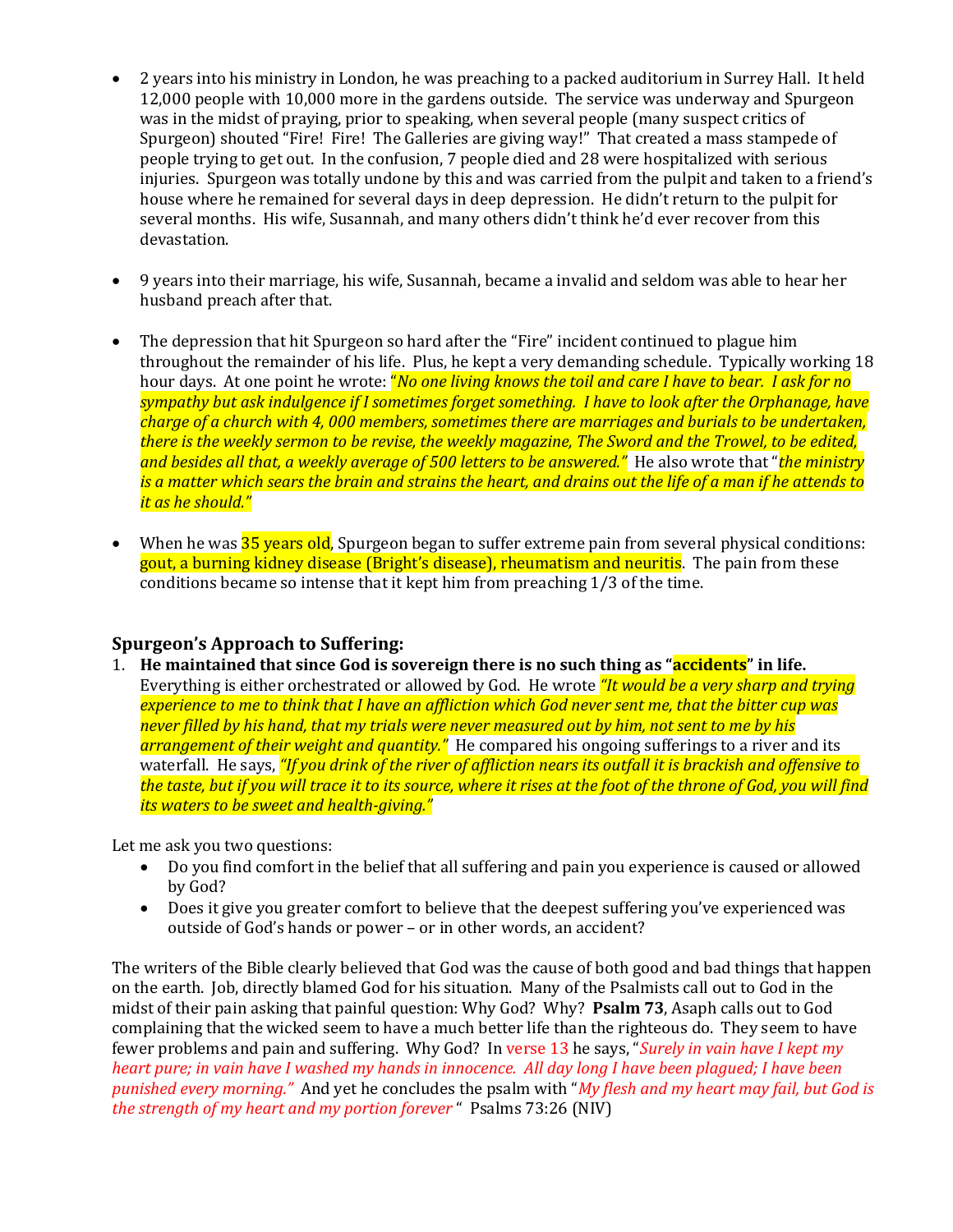- 2 years into his ministry in London, he was preaching to a packed auditorium in Surrey Hall. It held 12,000 people with 10,000 more in the gardens outside. The service was underway and Spurgeon was in the midst of praying, prior to speaking, when several people (many suspect critics of Spurgeon) shouted "Fire! Fire! The Galleries are giving way!" That created a mass stampede of people trying to get out. In the confusion, 7 people died and 28 were hospitalized with serious injuries. Spurgeon was totally undone by this and was carried from the pulpit and taken to a friend's house where he remained for several days in deep depression. He didn't return to the pulpit for several months. His wife, Susannah, and many others didn't think he'd ever recover from this devastation.

- 9 years into their marriage, his wife, Susannah, became a invalid and seldom was able to hear her husband preach after that.

- The depression that hit Spurgeon so hard after the "Fire" incident continued to plague him throughout the remainder of his life. Plus, he kept a very demanding schedule. Typically working 18 hour days. At one point he wrote: *"No one living knows the toil and care I have to bear. I ask for no sympathy but ask indulgence if I sometimes forget something. I have to look after the Orphanage, have charge of a church with 4, 000 members, sometimes there are marriages and burials to be undertaken, there is the weekly sermon to be revise, the weekly magazine, The Sword and the Trowel, to be edited, and besides all that, a weekly average of 500 letters to be answered."* He also wrote that "*the ministry is a matter which sears the brain and strains the heart, and drains out the life of a man if he attends to it as he should."*

- When he was 35 years old, Spurgeon began to suffer extreme pain from several physical conditions: gout, a burning kidney disease (Bright's disease), rheumatism and neuritis. The pain from these conditions became so intense that it kept him from preaching 1/3 of the time.

## Spurgeon's Approach to Suffering:

1. **He maintained that since God is sovereign there is no such thing as "accidents" in life.** Everything is either orchestrated or allowed by God. He wrote *"It would be a very sharp and trying experience to me to think that I have an affliction which God never sent me, that the bitter cup was never filled by his hand, that my trials were never measured out by him, not sent to me by his arrangement of their weight and quantity."* He compared his ongoing sufferings to a river and its waterfall. He says, *"If you drink of the river of affliction nears its outfall it is brackish and offensive to the taste, but if you will trace it to its source, where it rises at the foot of the throne of God, you will find its waters to be sweet and health-giving."*

Let me ask you two questions:

- Do you find comfort in the belief that all suffering and pain you experience is caused or allowed by God?
- Does it give you greater comfort to believe that the deepest suffering you've experienced was outside of God's hands or power – or in other words, an accident?

The writers of the Bible clearly believed that God was the cause of both good and bad things that happen on the earth. Job, directly blamed God for his situation. Many of the Psalmists call out to God in the midst of their pain asking that painful question: Why God? Why? **Psalm 73**, Asaph calls out to God complaining that the wicked seem to have a much better life than the righteous do. They seem to have fewer problems and pain and suffering. Why God? In verse 13 he says, "*Surely in vain have I kept my heart pure; in vain have I washed my hands in innocence. All day long I have been plagued; I have been punished every morning."* And yet he concludes the psalm with "*My flesh and my heart may fail, but God is the strength of my heart and my portion forever* " Psalms 73:26 (NIV)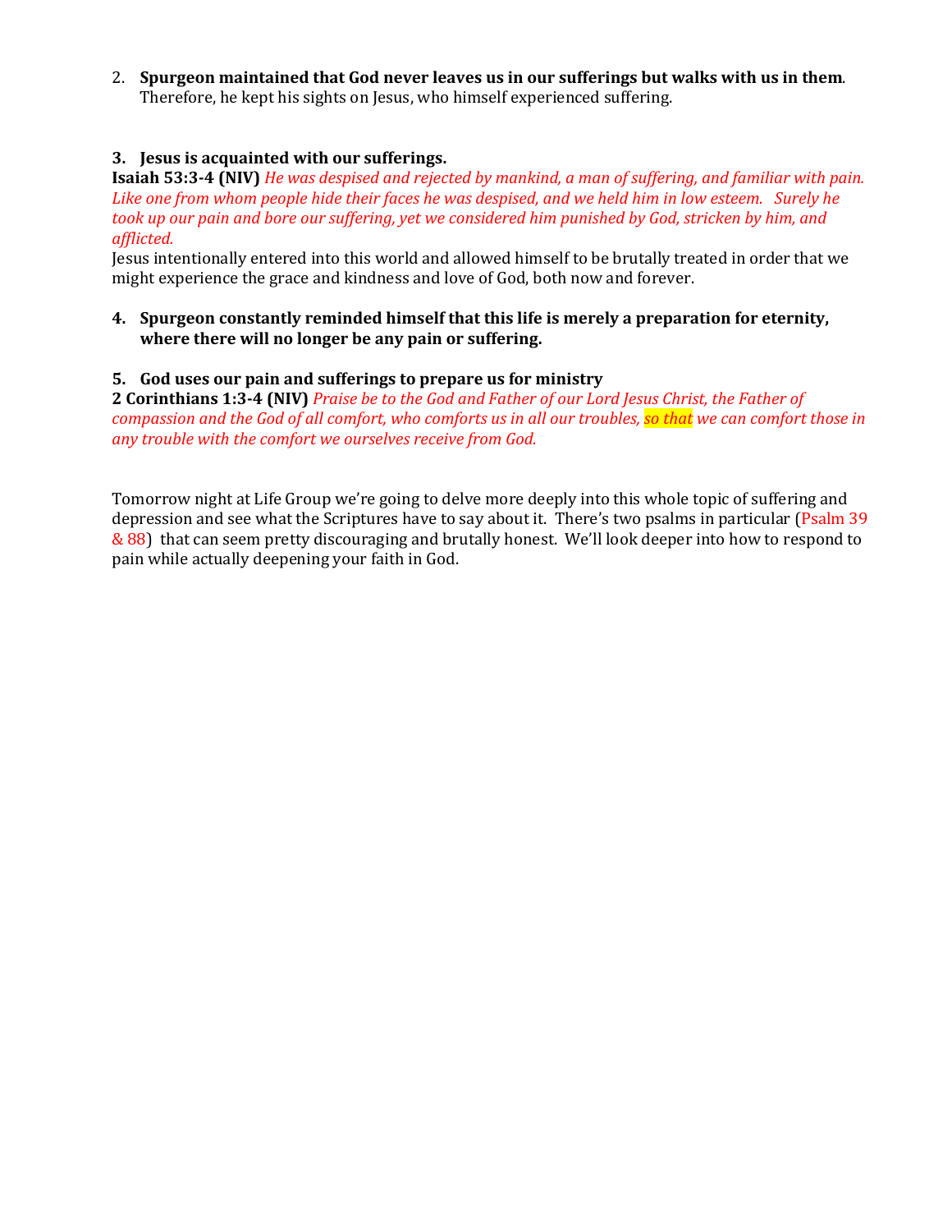2. **Spurgeon maintained that God never leaves us in our sufferings but walks with us in them**. Therefore, he kept his sights on Jesus, who himself experienced suffering.

3. **Jesus is acquainted with our sufferings.**

**Isaiah 53:3-4 (NIV)** *He was despised and rejected by mankind, a man of suffering, and familiar with pain. Like one from whom people hide their faces he was despised, and we held him in low esteem. Surely he took up our pain and bore our suffering, yet we considered him punished by God, stricken by him, and afflicted.*

Jesus intentionally entered into this world and allowed himself to be brutally treated in order that we might experience the grace and kindness and love of God, both now and forever.

4. **Spurgeon constantly reminded himself that this life is merely a preparation for eternity, where there will no longer be any pain or suffering.**

5. **God uses our pain and sufferings to prepare us for ministry**

**2 Corinthians 1:3-4 (NIV)** *Praise be to the God and Father of our Lord Jesus Christ, the Father of compassion and the God of all comfort, who comforts us in all our troubles, so that we can comfort those in any trouble with the comfort we ourselves receive from God.*

Tomorrow night at Life Group we're going to delve more deeply into this whole topic of suffering and depression and see what the Scriptures have to say about it. There's two psalms in particular (Psalm 39 & 88) that can seem pretty discouraging and brutally honest. We'll look deeper into how to respond to pain while actually deepening your faith in God.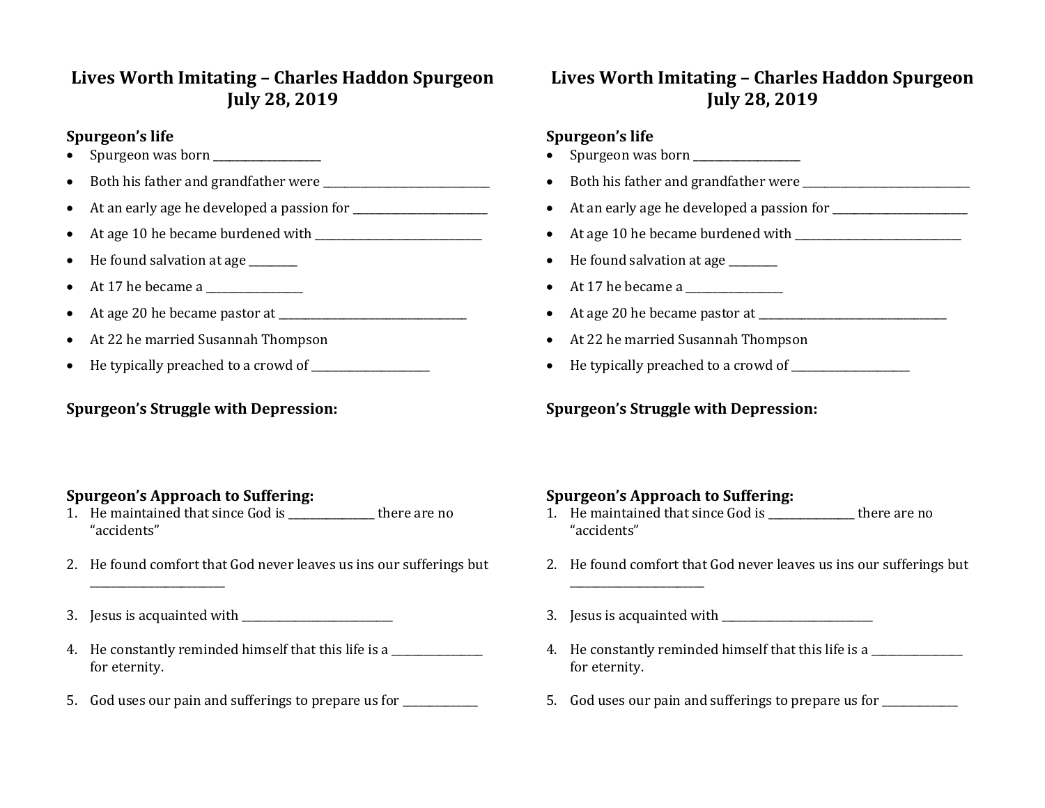# Lives Worth Imitating – Charles Haddon Spurgeon
# July 28, 2019

### Spurgeon's life

- Spurgeon was born ____________________
- Both his father and grandfather were ________________________________
- At an early age he developed a passion for _________________________
- At age 10 he became burdened with _______________________________
- He found salvation at age _________
- At 17 he became a __________________
- At age 20 he became pastor at ___________________________________
- At 22 he married Susannah Thompson
- He typically preached to a crowd of ______________________

### Spurgeon's Struggle with Depression:

### Spurgeon's Approach to Suffering:

1. He maintained that since God is ________________ there are no "accidents"
2. He found comfort that God never leaves us ins our sufferings but _________________________
3. Jesus is acquainted with _____________________________
4. He constantly reminded himself that this life is a _________________ for eternity.
5. God uses our pain and sufferings to prepare us for ______________

# Lives Worth Imitating – Charles Haddon Spurgeon
# July 28, 2019

### Spurgeon's life

- Spurgeon was born ____________________
- Both his father and grandfather were ________________________________
- At an early age he developed a passion for _________________________
- At age 10 he became burdened with _______________________________
- He found salvation at age _________
- At 17 he became a __________________
- At age 20 he became pastor at ___________________________________
- At 22 he married Susannah Thompson
- He typically preached to a crowd of ______________________

### Spurgeon's Struggle with Depression:

### Spurgeon's Approach to Suffering:

1. He maintained that since God is ________________ there are no "accidents"
2. He found comfort that God never leaves us ins our sufferings but _________________________
3. Jesus is acquainted with _____________________________
4. He constantly reminded himself that this life is a _________________ for eternity.
5. God uses our pain and sufferings to prepare us for ______________